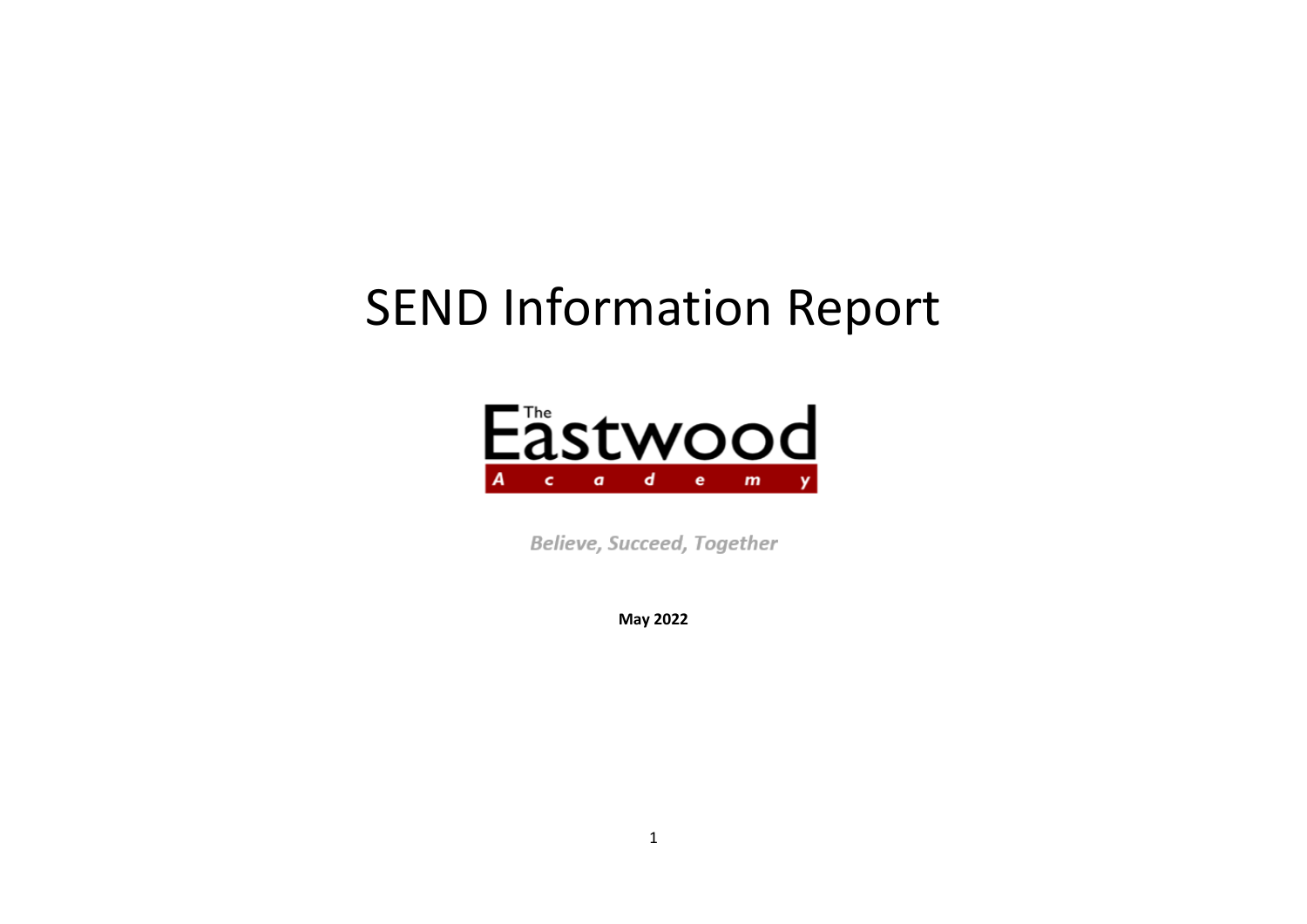# SEND Information Report

The Eastwood Academy

*Believe, Succeed, Together*

**May 2022**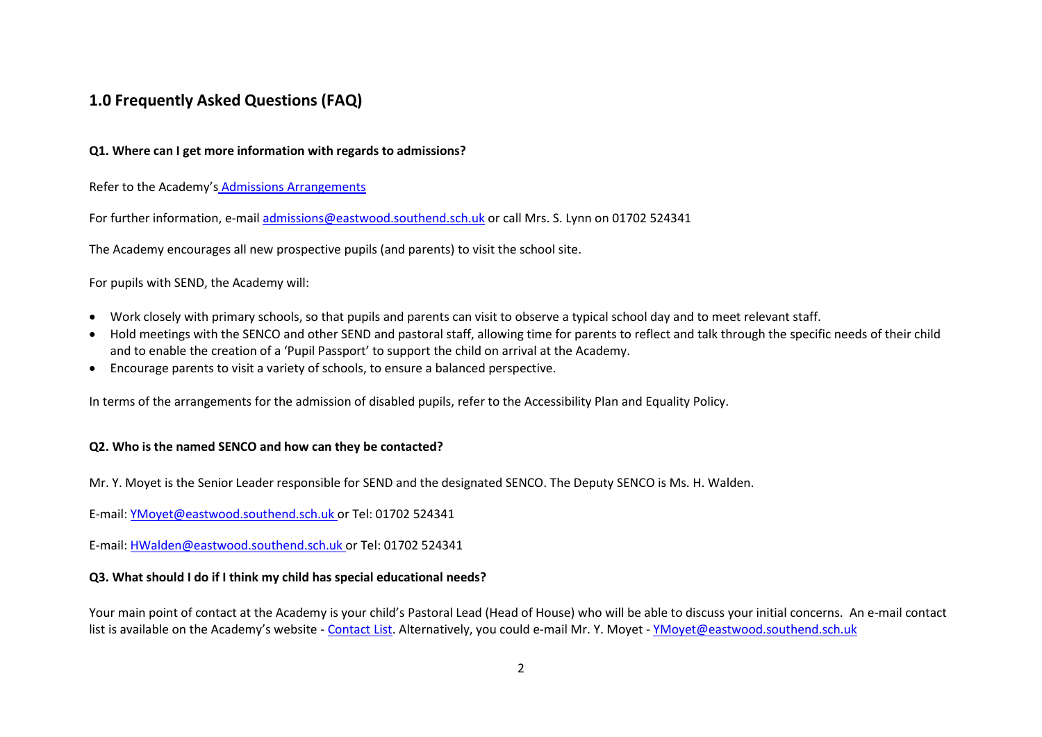## 1.0 Frequently Asked Questions (FAQ)

**Q1. Where can I get more information with regards to admissions?**

Refer to the Academy's Admissions Arrangements

For further information, e-mail admissions@eastwood.southend.sch.uk or call Mrs. S. Lynn on 01702 524341

The Academy encourages all new prospective pupils (and parents) to visit the school site.

For pupils with SEND, the Academy will:

- Work closely with primary schools, so that pupils and parents can visit to observe a typical school day and to meet relevant staff.
- Hold meetings with the SENCO and other SEND and pastoral staff, allowing time for parents to reflect and talk through the specific needs of their child and to enable the creation of a 'Pupil Passport' to support the child on arrival at the Academy.
- Encourage parents to visit a variety of schools, to ensure a balanced perspective.

In terms of the arrangements for the admission of disabled pupils, refer to the Accessibility Plan and Equality Policy.

**Q2. Who is the named SENCO and how can they be contacted?**

Mr. Y. Moyet is the Senior Leader responsible for SEND and the designated SENCO. The Deputy SENCO is Ms. H. Walden.

E-mail: YMoyet@eastwood.southend.sch.uk or Tel: 01702 524341

E-mail: HWalden@eastwood.southend.sch.uk or Tel: 01702 524341

**Q3. What should I do if I think my child has special educational needs?**

Your main point of contact at the Academy is your child's Pastoral Lead (Head of House) who will be able to discuss your initial concerns. An e-mail contact list is available on the Academy's website - Contact List. Alternatively, you could e-mail Mr. Y. Moyet - YMoyet@eastwood.southend.sch.uk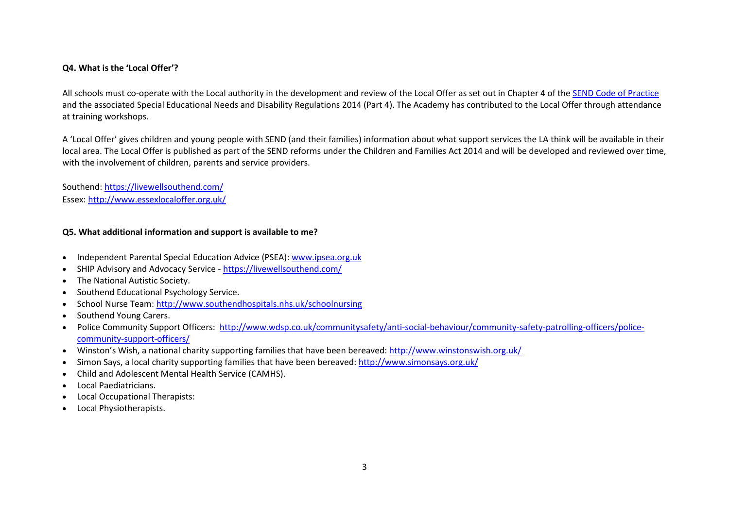**Q4. What is the 'Local Offer'?**

All schools must co-operate with the Local authority in the development and review of the Local Offer as set out in Chapter 4 of the [SEND Code of Practice](SEND Code of Practice) and the associated Special Educational Needs and Disability Regulations 2014 (Part 4). The Academy has contributed to the Local Offer through attendance at training workshops.

A 'Local Offer' gives children and young people with SEND (and their families) information about what support services the LA think will be available in their local area. The Local Offer is published as part of the SEND reforms under the Children and Families Act 2014 and will be developed and reviewed over time, with the involvement of children, parents and service providers.

Southend: https://livewellsouthend.com/
Essex: http://www.essexlocaloffer.org.uk/

**Q5. What additional information and support is available to me?**

- Independent Parental Special Education Advice (PSEA): www.ipsea.org.uk
- SHIP Advisory and Advocacy Service - https://livewellsouthend.com/
- The National Autistic Society.
- Southend Educational Psychology Service.
- School Nurse Team: http://www.southendhospitals.nhs.uk/schoolnursing
- Southend Young Carers.
- Police Community Support Officers: http://www.wdsp.co.uk/communitysafety/anti-social-behaviour/community-safety-patrolling-officers/police-community-support-officers/
- Winston's Wish, a national charity supporting families that have been bereaved: http://www.winstonswish.org.uk/
- Simon Says, a local charity supporting families that have been bereaved: http://www.simonsays.org.uk/
- Child and Adolescent Mental Health Service (CAMHS).
- Local Paediatricians.
- Local Occupational Therapists:
- Local Physiotherapists.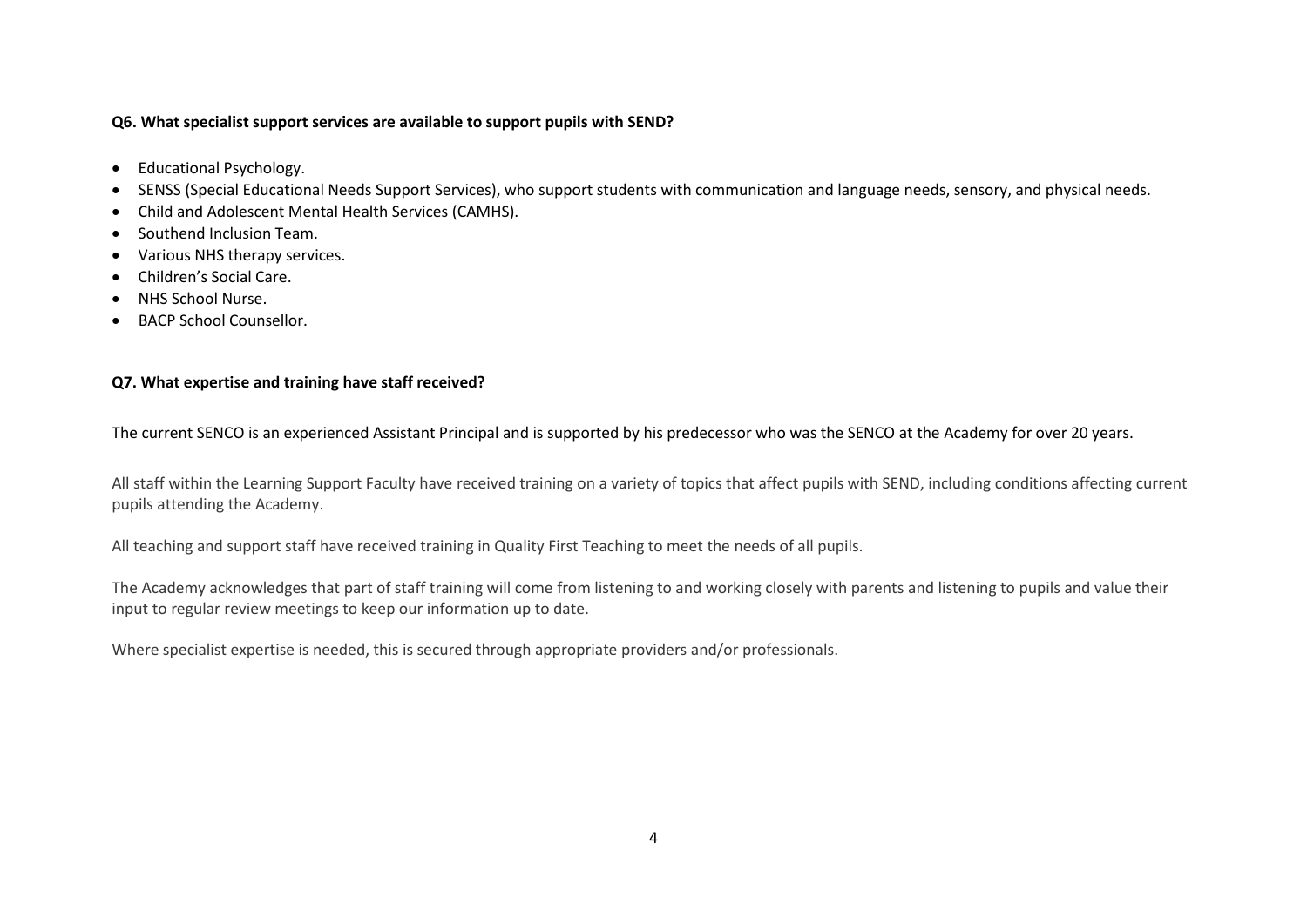**Q6. What specialist support services are available to support pupils with SEND?**

- Educational Psychology.
- SENSS (Special Educational Needs Support Services), who support students with communication and language needs, sensory, and physical needs.
- Child and Adolescent Mental Health Services (CAMHS).
- Southend Inclusion Team.
- Various NHS therapy services.
- Children's Social Care.
- NHS School Nurse.
- BACP School Counsellor.

**Q7. What expertise and training have staff received?**

The current SENCO is an experienced Assistant Principal and is supported by his predecessor who was the SENCO at the Academy for over 20 years.

All staff within the Learning Support Faculty have received training on a variety of topics that affect pupils with SEND, including conditions affecting current pupils attending the Academy.

All teaching and support staff have received training in Quality First Teaching to meet the needs of all pupils.

The Academy acknowledges that part of staff training will come from listening to and working closely with parents and listening to pupils and value their input to regular review meetings to keep our information up to date.

Where specialist expertise is needed, this is secured through appropriate providers and/or professionals.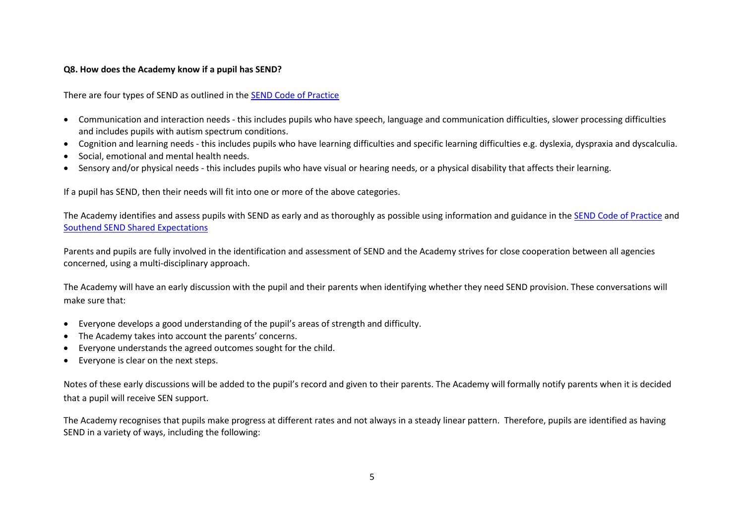**Q8. How does the Academy know if a pupil has SEND?**

There are four types of SEND as outlined in the [SEND Code of Practice]

- Communication and interaction needs - this includes pupils who have speech, language and communication difficulties, slower processing difficulties and includes pupils with autism spectrum conditions.
- Cognition and learning needs - this includes pupils who have learning difficulties and specific learning difficulties e.g. dyslexia, dyspraxia and dyscalculia.
- Social, emotional and mental health needs.
- Sensory and/or physical needs - this includes pupils who have visual or hearing needs, or a physical disability that affects their learning.

If a pupil has SEND, then their needs will fit into one or more of the above categories.

The Academy identifies and assess pupils with SEND as early and as thoroughly as possible using information and guidance in the [SEND Code of Practice] and [Southend SEND Shared Expectations]

Parents and pupils are fully involved in the identification and assessment of SEND and the Academy strives for close cooperation between all agencies concerned, using a multi-disciplinary approach.

The Academy will have an early discussion with the pupil and their parents when identifying whether they need SEND provision. These conversations will make sure that:

- Everyone develops a good understanding of the pupil's areas of strength and difficulty.
- The Academy takes into account the parents' concerns.
- Everyone understands the agreed outcomes sought for the child.
- Everyone is clear on the next steps.

Notes of these early discussions will be added to the pupil's record and given to their parents. The Academy will formally notify parents when it is decided that a pupil will receive SEN support.

The Academy recognises that pupils make progress at different rates and not always in a steady linear pattern. Therefore, pupils are identified as having SEND in a variety of ways, including the following: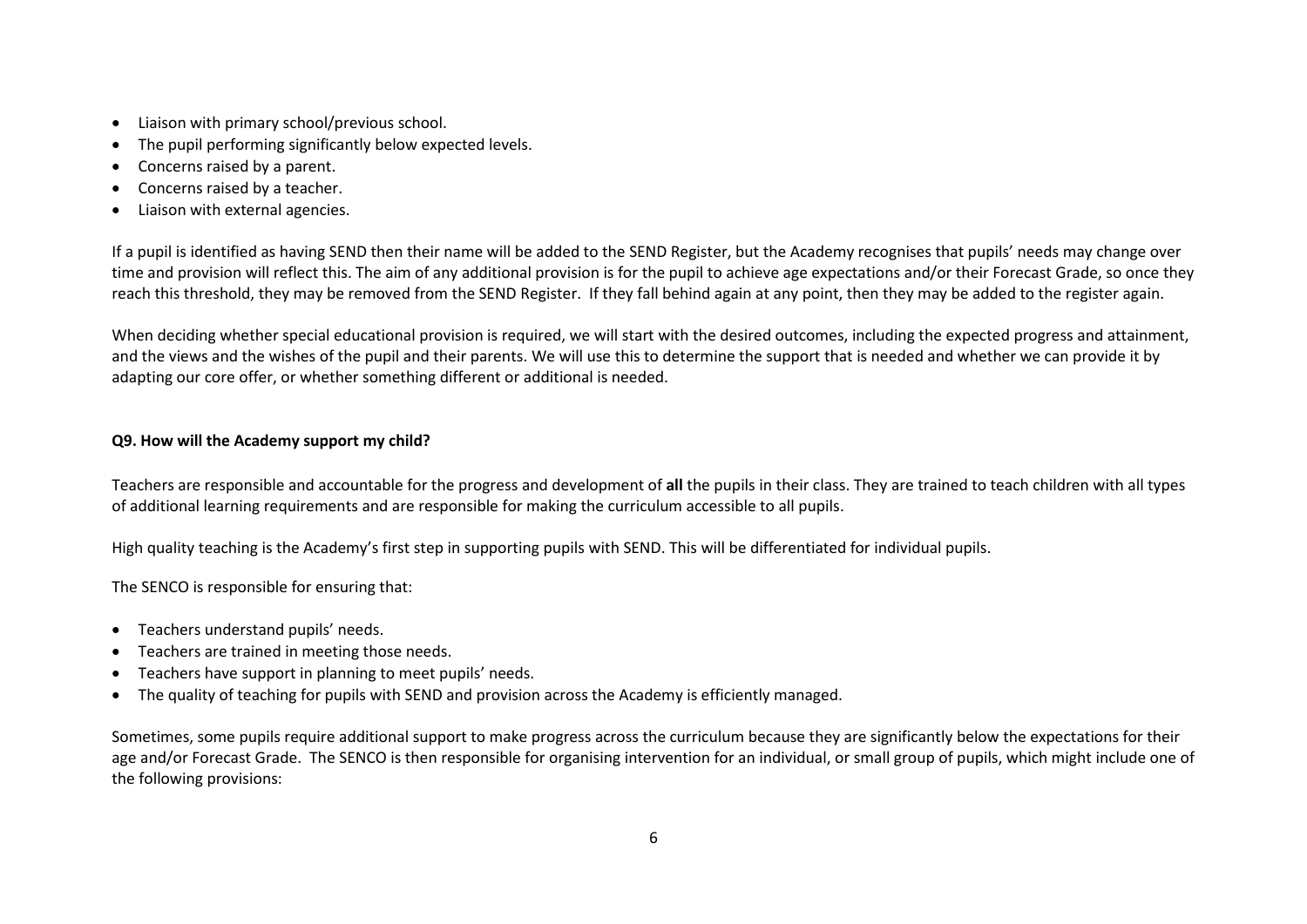- Liaison with primary school/previous school.
- The pupil performing significantly below expected levels.
- Concerns raised by a parent.
- Concerns raised by a teacher.
- Liaison with external agencies.

If a pupil is identified as having SEND then their name will be added to the SEND Register, but the Academy recognises that pupils' needs may change over time and provision will reflect this. The aim of any additional provision is for the pupil to achieve age expectations and/or their Forecast Grade, so once they reach this threshold, they may be removed from the SEND Register. If they fall behind again at any point, then they may be added to the register again.

When deciding whether special educational provision is required, we will start with the desired outcomes, including the expected progress and attainment, and the views and the wishes of the pupil and their parents. We will use this to determine the support that is needed and whether we can provide it by adapting our core offer, or whether something different or additional is needed.

**Q9. How will the Academy support my child?**

Teachers are responsible and accountable for the progress and development of **all** the pupils in their class. They are trained to teach children with all types of additional learning requirements and are responsible for making the curriculum accessible to all pupils.

High quality teaching is the Academy's first step in supporting pupils with SEND. This will be differentiated for individual pupils.

The SENCO is responsible for ensuring that:

- Teachers understand pupils' needs.
- Teachers are trained in meeting those needs.
- Teachers have support in planning to meet pupils' needs.
- The quality of teaching for pupils with SEND and provision across the Academy is efficiently managed.

Sometimes, some pupils require additional support to make progress across the curriculum because they are significantly below the expectations for their age and/or Forecast Grade. The SENCO is then responsible for organising intervention for an individual, or small group of pupils, which might include one of the following provisions: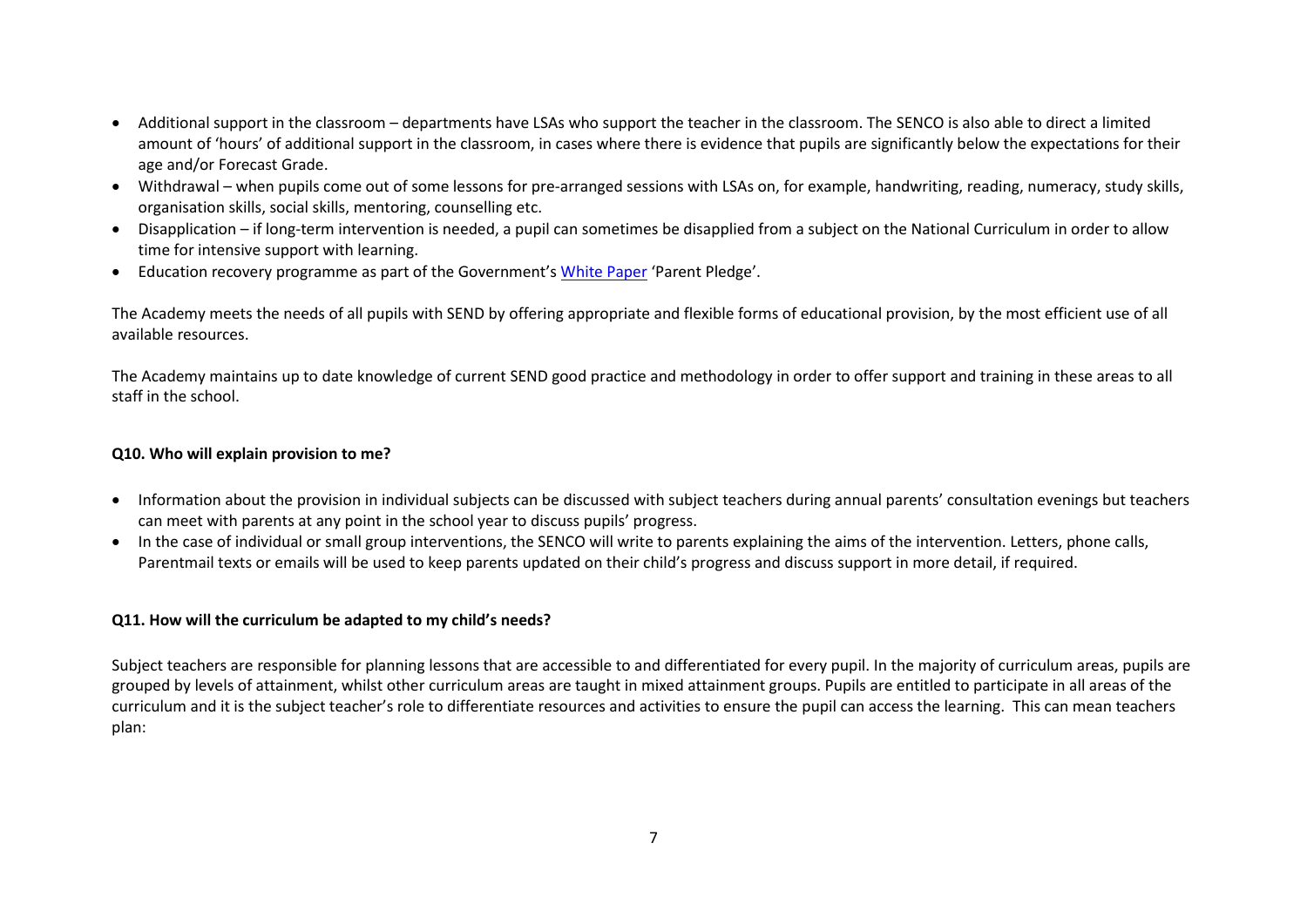- Additional support in the classroom – departments have LSAs who support the teacher in the classroom. The SENCO is also able to direct a limited amount of 'hours' of additional support in the classroom, in cases where there is evidence that pupils are significantly below the expectations for their age and/or Forecast Grade.
- Withdrawal – when pupils come out of some lessons for pre-arranged sessions with LSAs on, for example, handwriting, reading, numeracy, study skills, organisation skills, social skills, mentoring, counselling etc.
- Disapplication – if long-term intervention is needed, a pupil can sometimes be disapplied from a subject on the National Curriculum in order to allow time for intensive support with learning.
- Education recovery programme as part of the Government's White Paper 'Parent Pledge'.

The Academy meets the needs of all pupils with SEND by offering appropriate and flexible forms of educational provision, by the most efficient use of all available resources.

The Academy maintains up to date knowledge of current SEND good practice and methodology in order to offer support and training in these areas to all staff in the school.

**Q10. Who will explain provision to me?**

- Information about the provision in individual subjects can be discussed with subject teachers during annual parents' consultation evenings but teachers can meet with parents at any point in the school year to discuss pupils' progress.
- In the case of individual or small group interventions, the SENCO will write to parents explaining the aims of the intervention. Letters, phone calls, Parentmail texts or emails will be used to keep parents updated on their child's progress and discuss support in more detail, if required.

**Q11. How will the curriculum be adapted to my child's needs?**

Subject teachers are responsible for planning lessons that are accessible to and differentiated for every pupil. In the majority of curriculum areas, pupils are grouped by levels of attainment, whilst other curriculum areas are taught in mixed attainment groups. Pupils are entitled to participate in all areas of the curriculum and it is the subject teacher's role to differentiate resources and activities to ensure the pupil can access the learning. This can mean teachers plan: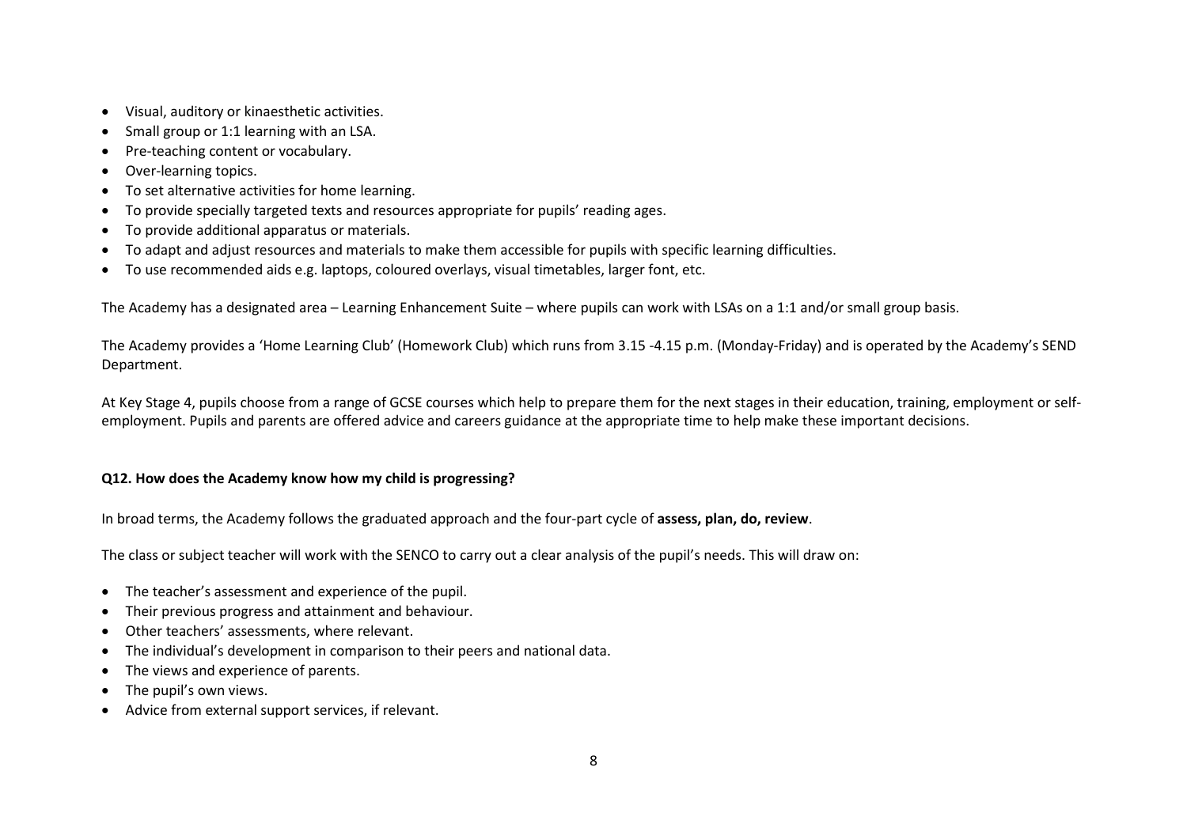- Visual, auditory or kinaesthetic activities.
- Small group or 1:1 learning with an LSA.
- Pre-teaching content or vocabulary.
- Over-learning topics.
- To set alternative activities for home learning.
- To provide specially targeted texts and resources appropriate for pupils' reading ages.
- To provide additional apparatus or materials.
- To adapt and adjust resources and materials to make them accessible for pupils with specific learning difficulties.
- To use recommended aids e.g. laptops, coloured overlays, visual timetables, larger font, etc.

The Academy has a designated area – Learning Enhancement Suite – where pupils can work with LSAs on a 1:1 and/or small group basis.

The Academy provides a 'Home Learning Club' (Homework Club) which runs from 3.15 -4.15 p.m. (Monday-Friday) and is operated by the Academy's SEND Department.

At Key Stage 4, pupils choose from a range of GCSE courses which help to prepare them for the next stages in their education, training, employment or self-employment. Pupils and parents are offered advice and careers guidance at the appropriate time to help make these important decisions.

**Q12. How does the Academy know how my child is progressing?**

In broad terms, the Academy follows the graduated approach and the four-part cycle of **assess, plan, do, review**.

The class or subject teacher will work with the SENCO to carry out a clear analysis of the pupil's needs. This will draw on:

- The teacher's assessment and experience of the pupil.
- Their previous progress and attainment and behaviour.
- Other teachers' assessments, where relevant.
- The individual's development in comparison to their peers and national data.
- The views and experience of parents.
- The pupil's own views.
- Advice from external support services, if relevant.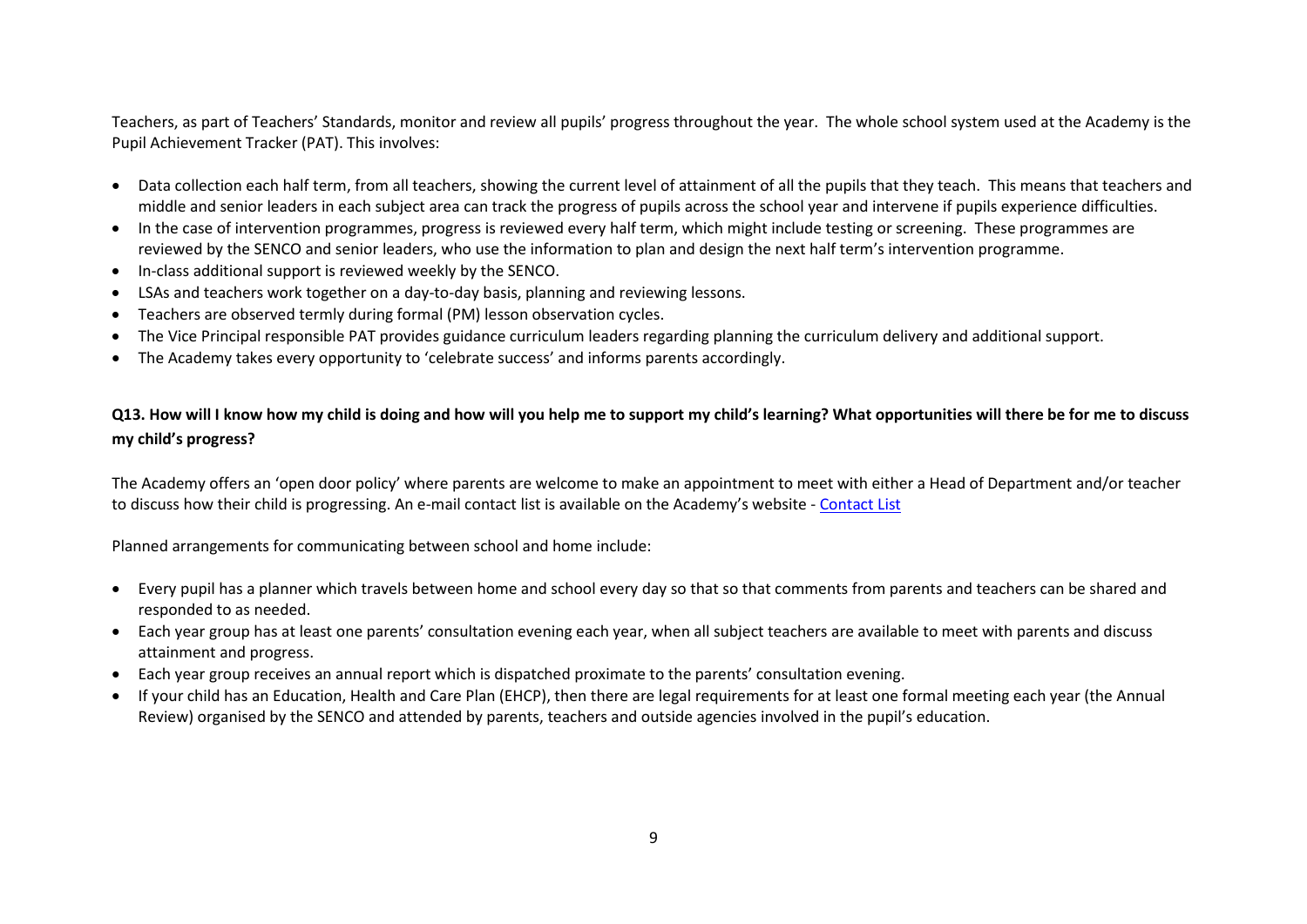Teachers, as part of Teachers' Standards, monitor and review all pupils' progress throughout the year. The whole school system used at the Academy is the Pupil Achievement Tracker (PAT). This involves:

- Data collection each half term, from all teachers, showing the current level of attainment of all the pupils that they teach. This means that teachers and middle and senior leaders in each subject area can track the progress of pupils across the school year and intervene if pupils experience difficulties.
- In the case of intervention programmes, progress is reviewed every half term, which might include testing or screening. These programmes are reviewed by the SENCO and senior leaders, who use the information to plan and design the next half term's intervention programme.
- In-class additional support is reviewed weekly by the SENCO.
- LSAs and teachers work together on a day-to-day basis, planning and reviewing lessons.
- Teachers are observed termly during formal (PM) lesson observation cycles.
- The Vice Principal responsible PAT provides guidance curriculum leaders regarding planning the curriculum delivery and additional support.
- The Academy takes every opportunity to 'celebrate success' and informs parents accordingly.

**Q13. How will I know how my child is doing and how will you help me to support my child's learning? What opportunities will there be for me to discuss my child's progress?**

The Academy offers an 'open door policy' where parents are welcome to make an appointment to meet with either a Head of Department and/or teacher to discuss how their child is progressing. An e-mail contact list is available on the Academy's website - Contact List

Planned arrangements for communicating between school and home include:

- Every pupil has a planner which travels between home and school every day so that so that comments from parents and teachers can be shared and responded to as needed.
- Each year group has at least one parents' consultation evening each year, when all subject teachers are available to meet with parents and discuss attainment and progress.
- Each year group receives an annual report which is dispatched proximate to the parents' consultation evening.
- If your child has an Education, Health and Care Plan (EHCP), then there are legal requirements for at least one formal meeting each year (the Annual Review) organised by the SENCO and attended by parents, teachers and outside agencies involved in the pupil's education.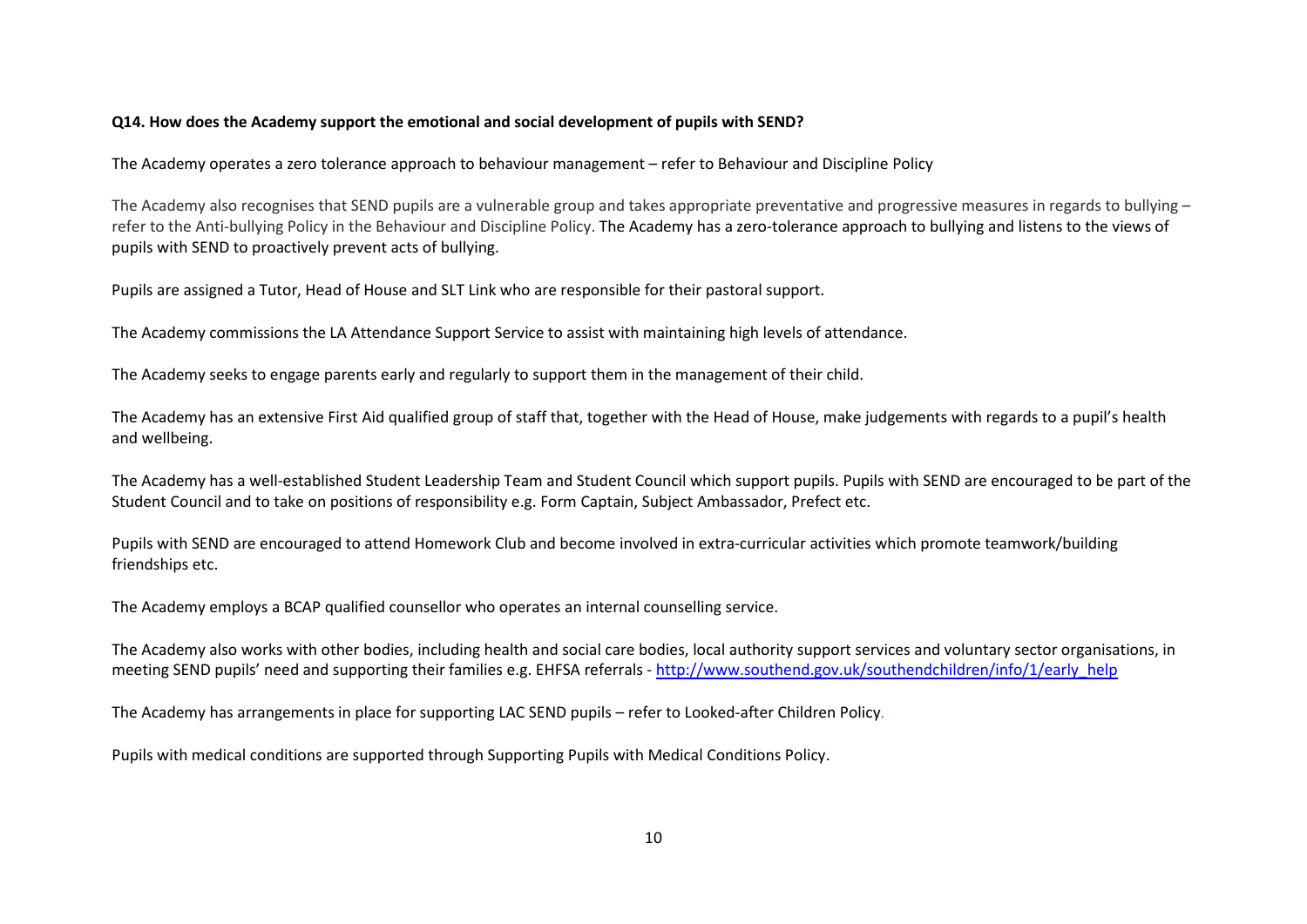**Q14. How does the Academy support the emotional and social development of pupils with SEND?**

The Academy operates a zero tolerance approach to behaviour management – refer to Behaviour and Discipline Policy

The Academy also recognises that SEND pupils are a vulnerable group and takes appropriate preventative and progressive measures in regards to bullying – refer to the Anti-bullying Policy in the Behaviour and Discipline Policy. The Academy has a zero-tolerance approach to bullying and listens to the views of pupils with SEND to proactively prevent acts of bullying.

Pupils are assigned a Tutor, Head of House and SLT Link who are responsible for their pastoral support.

The Academy commissions the LA Attendance Support Service to assist with maintaining high levels of attendance.

The Academy seeks to engage parents early and regularly to support them in the management of their child.

The Academy has an extensive First Aid qualified group of staff that, together with the Head of House, make judgements with regards to a pupil's health and wellbeing.

The Academy has a well-established Student Leadership Team and Student Council which support pupils. Pupils with SEND are encouraged to be part of the Student Council and to take on positions of responsibility e.g. Form Captain, Subject Ambassador, Prefect etc.

Pupils with SEND are encouraged to attend Homework Club and become involved in extra-curricular activities which promote teamwork/building friendships etc.

The Academy employs a BCAP qualified counsellor who operates an internal counselling service.

The Academy also works with other bodies, including health and social care bodies, local authority support services and voluntary sector organisations, in meeting SEND pupils' need and supporting their families e.g. EHFSA referrals - [http://www.southend.gov.uk/southendchildren/info/1/early_help](http://www.southend.gov.uk/southendchildren/info/1/early_help)

The Academy has arrangements in place for supporting LAC SEND pupils – refer to Looked-after Children Policy.

Pupils with medical conditions are supported through Supporting Pupils with Medical Conditions Policy.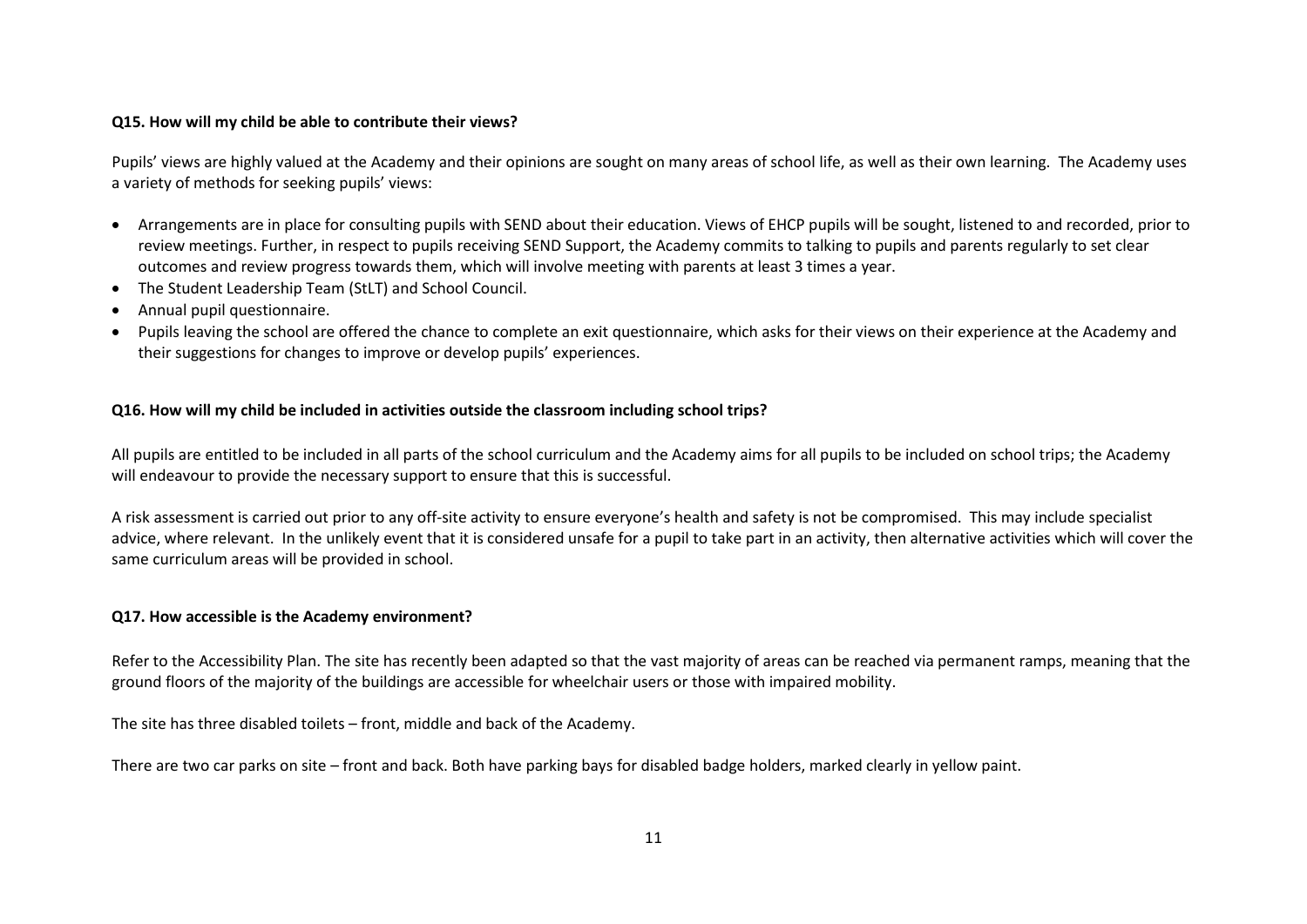**Q15. How will my child be able to contribute their views?**

Pupils' views are highly valued at the Academy and their opinions are sought on many areas of school life, as well as their own learning. The Academy uses a variety of methods for seeking pupils' views:

- Arrangements are in place for consulting pupils with SEND about their education. Views of EHCP pupils will be sought, listened to and recorded, prior to review meetings. Further, in respect to pupils receiving SEND Support, the Academy commits to talking to pupils and parents regularly to set clear outcomes and review progress towards them, which will involve meeting with parents at least 3 times a year.
- The Student Leadership Team (StLT) and School Council.
- Annual pupil questionnaire.
- Pupils leaving the school are offered the chance to complete an exit questionnaire, which asks for their views on their experience at the Academy and their suggestions for changes to improve or develop pupils' experiences.

**Q16. How will my child be included in activities outside the classroom including school trips?**

All pupils are entitled to be included in all parts of the school curriculum and the Academy aims for all pupils to be included on school trips; the Academy will endeavour to provide the necessary support to ensure that this is successful.

A risk assessment is carried out prior to any off-site activity to ensure everyone's health and safety is not be compromised. This may include specialist advice, where relevant. In the unlikely event that it is considered unsafe for a pupil to take part in an activity, then alternative activities which will cover the same curriculum areas will be provided in school.

**Q17. How accessible is the Academy environment?**

Refer to the Accessibility Plan. The site has recently been adapted so that the vast majority of areas can be reached via permanent ramps, meaning that the ground floors of the majority of the buildings are accessible for wheelchair users or those with impaired mobility.

The site has three disabled toilets – front, middle and back of the Academy.

There are two car parks on site – front and back. Both have parking bays for disabled badge holders, marked clearly in yellow paint.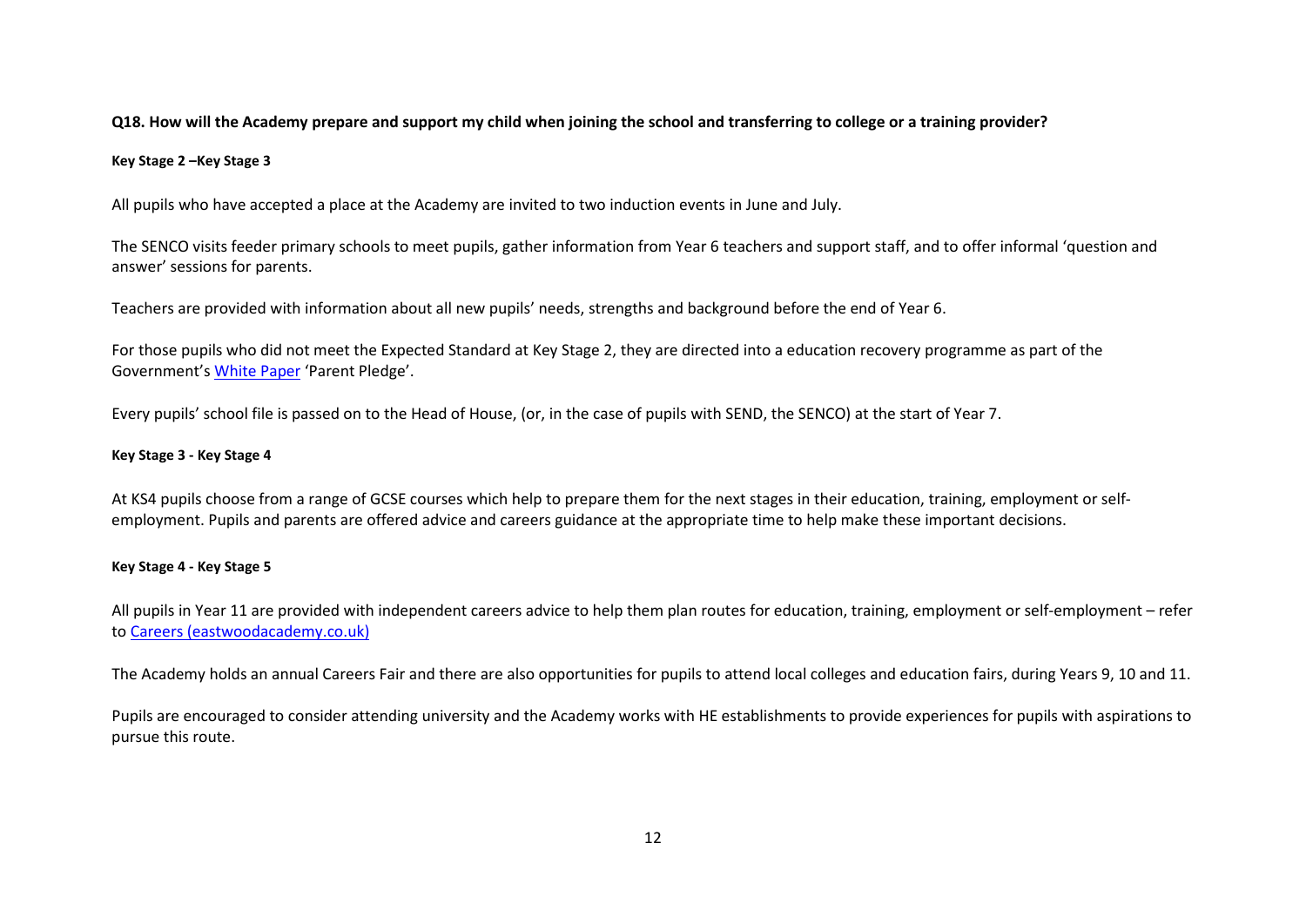**Q18. How will the Academy prepare and support my child when joining the school and transferring to college or a training provider?**

**Key Stage 2 –Key Stage 3**

All pupils who have accepted a place at the Academy are invited to two induction events in June and July.

The SENCO visits feeder primary schools to meet pupils, gather information from Year 6 teachers and support staff, and to offer informal 'question and answer' sessions for parents.

Teachers are provided with information about all new pupils' needs, strengths and background before the end of Year 6.

For those pupils who did not meet the Expected Standard at Key Stage 2, they are directed into a education recovery programme as part of the Government's White Paper 'Parent Pledge'.

Every pupils' school file is passed on to the Head of House, (or, in the case of pupils with SEND, the SENCO) at the start of Year 7.

**Key Stage 3 - Key Stage 4**

At KS4 pupils choose from a range of GCSE courses which help to prepare them for the next stages in their education, training, employment or self-employment. Pupils and parents are offered advice and careers guidance at the appropriate time to help make these important decisions.

**Key Stage 4 - Key Stage 5**

All pupils in Year 11 are provided with independent careers advice to help them plan routes for education, training, employment or self-employment – refer to Careers (eastwoodacademy.co.uk)

The Academy holds an annual Careers Fair and there are also opportunities for pupils to attend local colleges and education fairs, during Years 9, 10 and 11.

Pupils are encouraged to consider attending university and the Academy works with HE establishments to provide experiences for pupils with aspirations to pursue this route.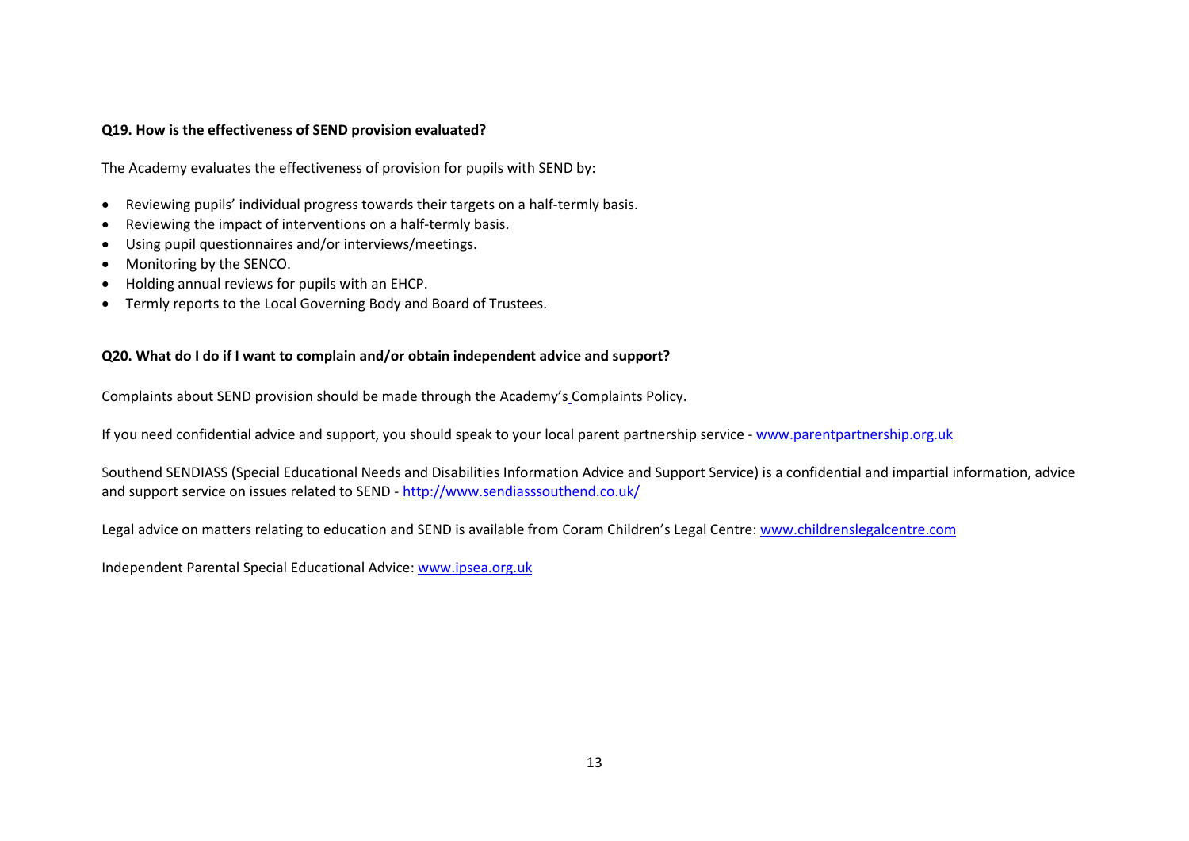**Q19. How is the effectiveness of SEND provision evaluated?**

The Academy evaluates the effectiveness of provision for pupils with SEND by:

- Reviewing pupils' individual progress towards their targets on a half-termly basis.
- Reviewing the impact of interventions on a half-termly basis.
- Using pupil questionnaires and/or interviews/meetings.
- Monitoring by the SENCO.
- Holding annual reviews for pupils with an EHCP.
- Termly reports to the Local Governing Body and Board of Trustees.

**Q20. What do I do if I want to complain and/or obtain independent advice and support?**

Complaints about SEND provision should be made through the Academy's Complaints Policy.

If you need confidential advice and support, you should speak to your local parent partnership service - www.parentpartnership.org.uk

Southend SENDIASS (Special Educational Needs and Disabilities Information Advice and Support Service) is a confidential and impartial information, advice and support service on issues related to SEND - http://www.sendiasssouthend.co.uk/

Legal advice on matters relating to education and SEND is available from Coram Children's Legal Centre: www.childrenslegalcentre.com

Independent Parental Special Educational Advice: www.ipsea.org.uk